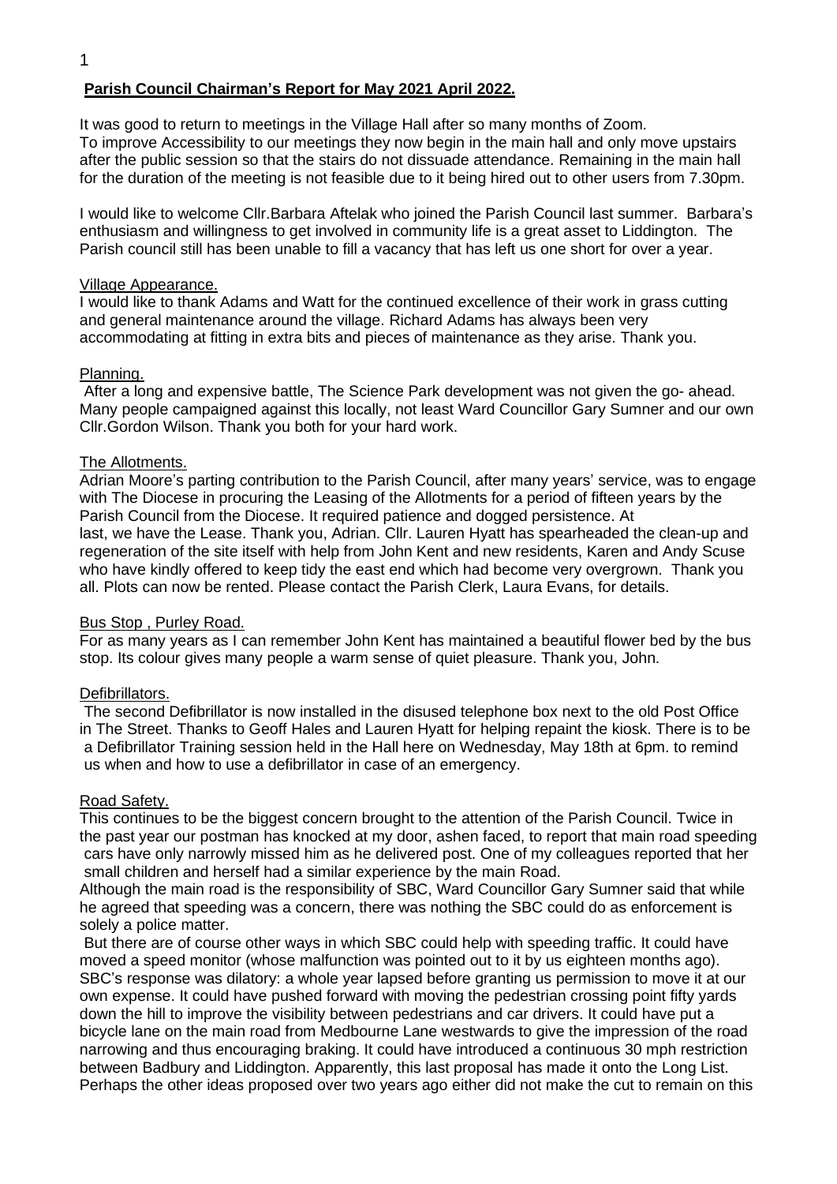## **Parish Council Chairman's Report for May 2021 April 2022.**

It was good to return to meetings in the Village Hall after so many months of Zoom. To improve Accessibility to our meetings they now begin in the main hall and only move upstairs after the public session so that the stairs do not dissuade attendance. Remaining in the main hall for the duration of the meeting is not feasible due to it being hired out to other users from 7.30pm.

I would like to welcome Cllr.Barbara Aftelak who joined the Parish Council last summer. Barbara's enthusiasm and willingness to get involved in community life is a great asset to Liddington. The Parish council still has been unable to fill a vacancy that has left us one short for over a year.

### Village Appearance.

I would like to thank Adams and Watt for the continued excellence of their work in grass cutting and general maintenance around the village. Richard Adams has always been very accommodating at fitting in extra bits and pieces of maintenance as they arise. Thank you.

### Planning.

After a long and expensive battle, The Science Park development was not given the go- ahead. Many people campaigned against this locally, not least Ward Councillor Gary Sumner and our own Cllr.Gordon Wilson. Thank you both for your hard work.

### The Allotments.

Adrian Moore's parting contribution to the Parish Council, after many years' service, was to engage with The Diocese in procuring the Leasing of the Allotments for a period of fifteen years by the Parish Council from the Diocese. It required patience and dogged persistence. At last, we have the Lease. Thank you, Adrian. Cllr. Lauren Hyatt has spearheaded the clean-up and regeneration of the site itself with help from John Kent and new residents, Karen and Andy Scuse who have kindly offered to keep tidy the east end which had become very overgrown. Thank you all. Plots can now be rented. Please contact the Parish Clerk, Laura Evans, for details.

### Bus Stop , Purley Road.

For as many years as I can remember John Kent has maintained a beautiful flower bed by the bus stop. Its colour gives many people a warm sense of quiet pleasure. Thank you, John.

### Defibrillators.

The second Defibrillator is now installed in the disused telephone box next to the old Post Office in The Street. Thanks to Geoff Hales and Lauren Hyatt for helping repaint the kiosk. There is to be a Defibrillator Training session held in the Hall here on Wednesday, May 18th at 6pm. to remind us when and how to use a defibrillator in case of an emergency.

### Road Safety.

This continues to be the biggest concern brought to the attention of the Parish Council. Twice in the past year our postman has knocked at my door, ashen faced, to report that main road speeding cars have only narrowly missed him as he delivered post. One of my colleagues reported that her small children and herself had a similar experience by the main Road.

Although the main road is the responsibility of SBC, Ward Councillor Gary Sumner said that while he agreed that speeding was a concern, there was nothing the SBC could do as enforcement is solely a police matter.

But there are of course other ways in which SBC could help with speeding traffic. It could have moved a speed monitor (whose malfunction was pointed out to it by us eighteen months ago). SBC's response was dilatory: a whole year lapsed before granting us permission to move it at our own expense. It could have pushed forward with moving the pedestrian crossing point fifty yards down the hill to improve the visibility between pedestrians and car drivers. It could have put a bicycle lane on the main road from Medbourne Lane westwards to give the impression of the road narrowing and thus encouraging braking. It could have introduced a continuous 30 mph restriction between Badbury and Liddington. Apparently, this last proposal has made it onto the Long List. Perhaps the other ideas proposed over two years ago either did not make the cut to remain on this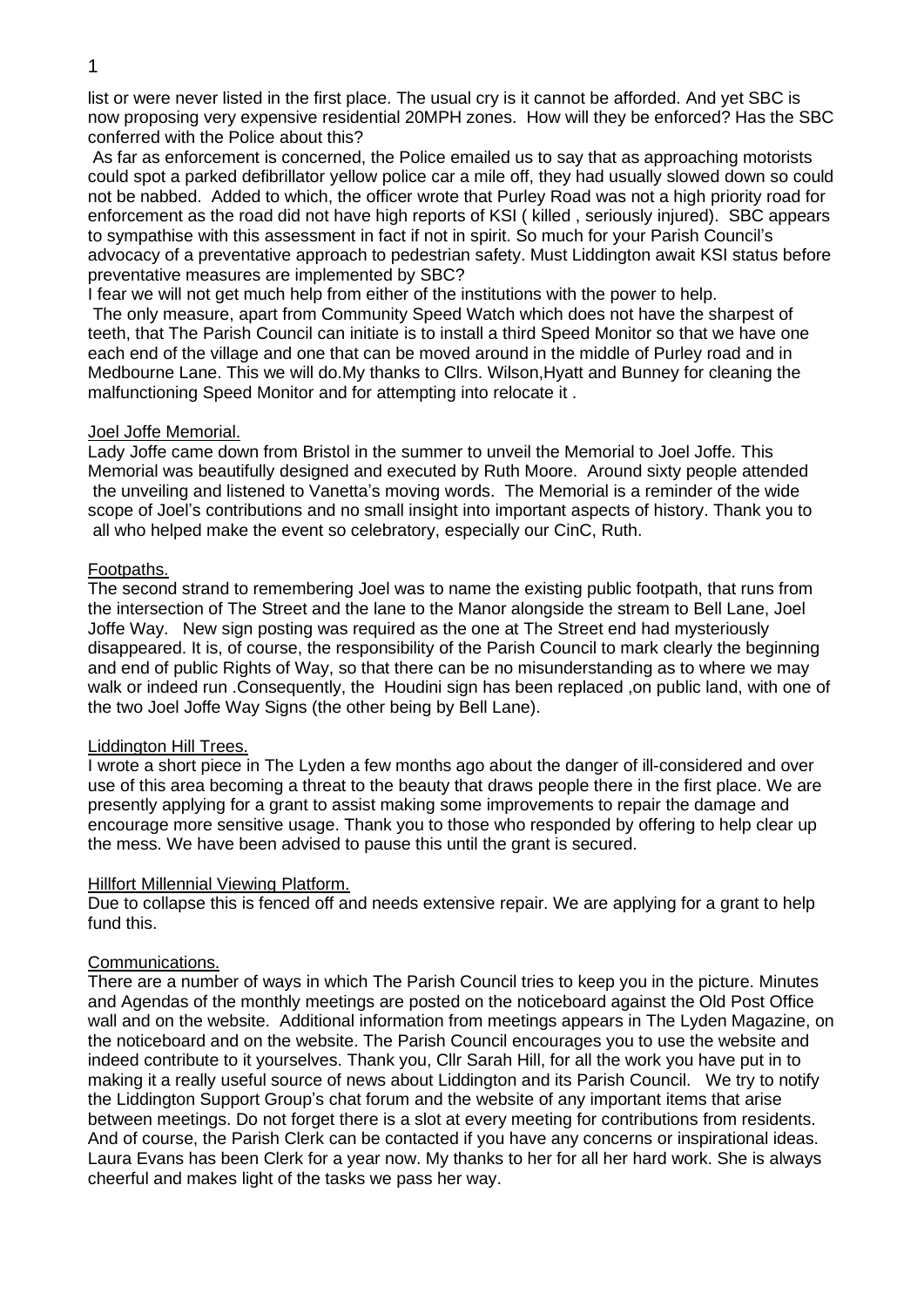list or were never listed in the first place. The usual cry is it cannot be afforded. And yet SBC is now proposing very expensive residential 20MPH zones. How will they be enforced? Has the SBC conferred with the Police about this?

As far as enforcement is concerned, the Police emailed us to say that as approaching motorists could spot a parked defibrillator yellow police car a mile off, they had usually slowed down so could not be nabbed. Added to which, the officer wrote that Purley Road was not a high priority road for enforcement as the road did not have high reports of KSI ( killed , seriously injured). SBC appears to sympathise with this assessment in fact if not in spirit. So much for your Parish Council's advocacy of a preventative approach to pedestrian safety. Must Liddington await KSI status before preventative measures are implemented by SBC?

I fear we will not get much help from either of the institutions with the power to help.

The only measure, apart from Community Speed Watch which does not have the sharpest of teeth, that The Parish Council can initiate is to install a third Speed Monitor so that we have one each end of the village and one that can be moved around in the middle of Purley road and in Medbourne Lane. This we will do.My thanks to Cllrs. Wilson,Hyatt and Bunney for cleaning the malfunctioning Speed Monitor and for attempting into relocate it .

Joel Joffe Memorial.

Lady Joffe came down from Bristol in the summer to unveil the Memorial to Joel Joffe. This Memorial was beautifully designed and executed by Ruth Moore. Around sixty people attended the unveiling and listened to Vanetta's moving words. The Memorial is a reminder of the wide scope of Joel's contributions and no small insight into important aspects of history. Thank you to all who helped make the event so celebratory, especially our CinC, Ruth.

Footpaths.

The second strand to remembering Joel was to name the existing public footpath, that runs from the intersection of The Street and the lane to the Manor alongside the stream to Bell Lane, Joel Joffe Way. New sign posting was required as the one at The Street end had mysteriously disappeared. It is, of course, the responsibility of the Parish Council to mark clearly the beginning and end of public Rights of Way, so that there can be no misunderstanding as to where we may walk or indeed run .Consequently, the Houdini sign has been replaced ,on public land, with one of the two Joel Joffe Way Signs (the other being by Bell Lane).

Liddington Hill Trees.

I wrote a short piece in The Lyden a few months ago about the danger of ill-considered and over use of this area becoming a threat to the beauty that draws people there in the first place. We are presently applying for a grant to assist making some improvements to repair the damage and encourage more sensitive usage. Thank you to those who responded by offering to help clear up the mess. We have been advised to pause this until the grant is secured.

Hillfort Millennial Viewing Platform.

Due to collapse this is fenced off and needs extensive repair. We are applying for a grant to help fund this.

Communications.

There are a number of ways in which The Parish Council tries to keep you in the picture. Minutes and Agendas of the monthly meetings are posted on the noticeboard against the Old Post Office wall and on the website. Additional information from meetings appears in The Lyden Magazine, on the noticeboard and on the website. The Parish Council encourages you to use the website and indeed contribute to it yourselves. Thank you, Cllr Sarah Hill, for all the work you have put in to making it a really useful source of news about Liddington and its Parish Council. We try to notify the Liddington Support Group's chat forum and the website of any important items that arise between meetings. Do not forget there is a slot at every meeting for contributions from residents. And of course, the Parish Clerk can be contacted if you have any concerns or inspirational ideas. Laura Evans has been Clerk for a year now. My thanks to her for all her hard work. She is always cheerful and makes light of the tasks we pass her way.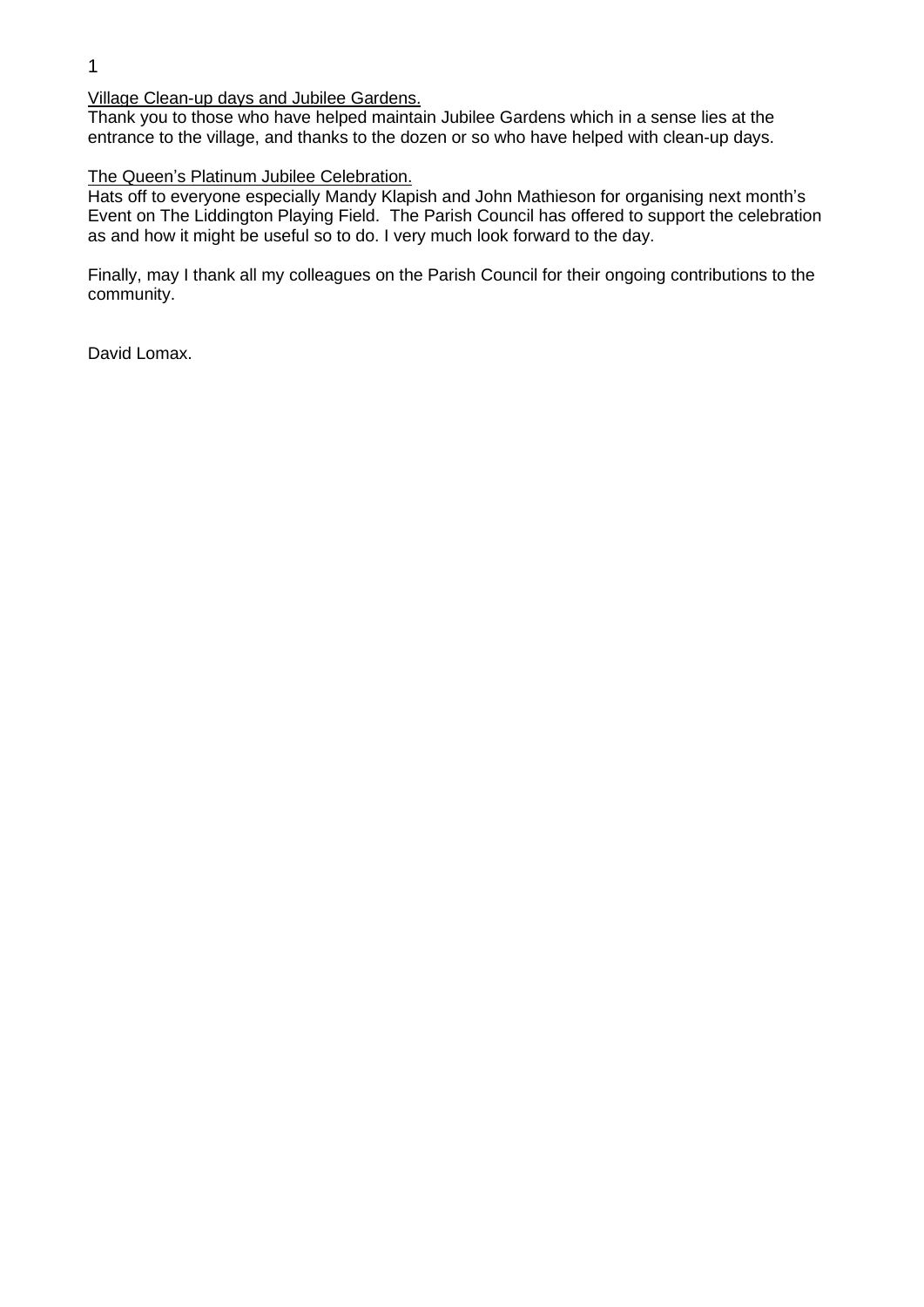<u>Village Clean-up days and Jubilee Gardens.</u>
Thank you to those who have helped maintain Jubilee Gardens which in a sense lies at the entrance to the village, and thanks to the dozen or so who have helped with clean-up days.

<u>The Queen's Platinum Jubilee Celebration.</u>
Hats off to everyone especially Mandy Klapish and John Mathieson for organising next month's Event on The Liddington Playing Field.  The Parish Council has offered to support the celebration as and how it might be useful so to do. I very much look forward to the day.

Finally, may I thank all my colleagues on the Parish Council for their ongoing contributions to the community.

David Lomax.